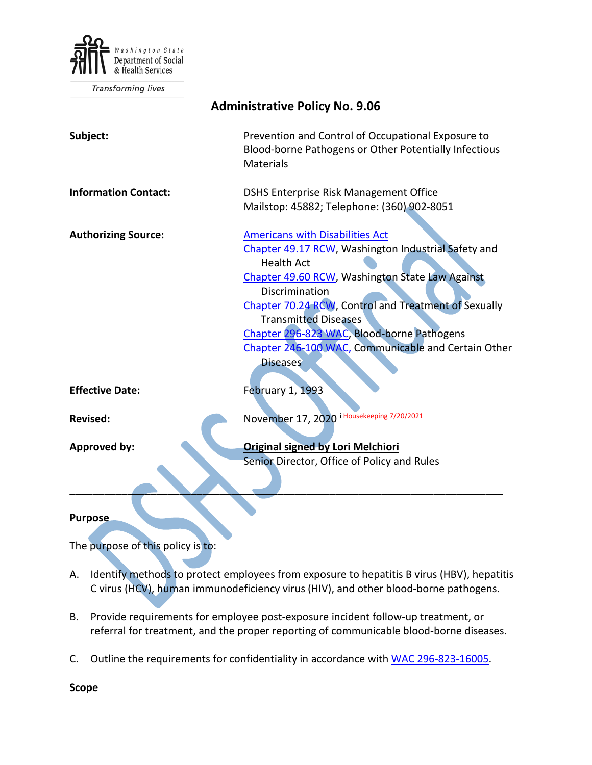Washington State Department of Social & Health Services

Transforming lives

# Administrative Policy No. 9.06

| | |
|---|---|
| **Subject:** | Prevention and Control of Occupational Exposure to Blood-borne Pathogens or Other Potentially Infectious Materials |
| **Information Contact:** | DSHS Enterprise Risk Management Office<br>Mailstop: 45882; Telephone: (360) 902-8051 |
| **Authorizing Source:** | Americans with Disabilities Act<br>Chapter 49.17 RCW, Washington Industrial Safety and Health Act<br>Chapter 49.60 RCW, Washington State Law Against Discrimination<br>Chapter 70.24 RCW, Control and Treatment of Sexually Transmitted Diseases<br>Chapter 296-823 WAC, Blood-borne Pathogens<br>Chapter 246-100 WAC, Communicable and Certain Other Diseases |
| **Effective Date:** | February 1, 1993 |
| **Revised:** | November 17, 2020 [i] Housekeeping 7/20/2021 |
| **Approved by:** | **Original signed by Lori Melchiori**<br>Senior Director, Office of Policy and Rules |

---

## Purpose

The purpose of this policy is to:

A. Identify methods to protect employees from exposure to hepatitis B virus (HBV), hepatitis C virus (HCV), human immunodeficiency virus (HIV), and other blood-borne pathogens.

B. Provide requirements for employee post-exposure incident follow-up treatment, or referral for treatment, and the proper reporting of communicable blood-borne diseases.

C. Outline the requirements for confidentiality in accordance with WAC 296-823-16005.

## Scope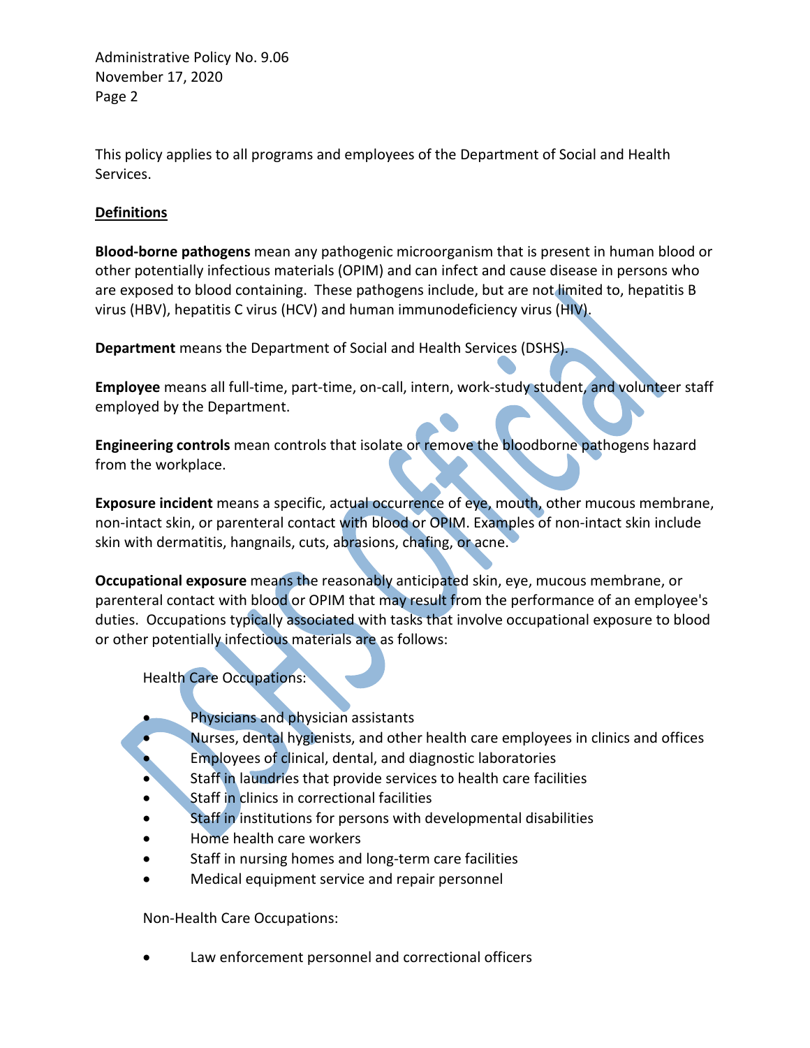This policy applies to all programs and employees of the Department of Social and Health Services.

## Definitions

**Blood-borne pathogens** mean any pathogenic microorganism that is present in human blood or other potentially infectious materials (OPIM) and can infect and cause disease in persons who are exposed to blood containing. These pathogens include, but are not limited to, hepatitis B virus (HBV), hepatitis C virus (HCV) and human immunodeficiency virus (HIV).

**Department** means the Department of Social and Health Services (DSHS).

**Employee** means all full-time, part-time, on-call, intern, work-study student, and volunteer staff employed by the Department.

**Engineering controls** mean controls that isolate or remove the bloodborne pathogens hazard from the workplace.

**Exposure incident** means a specific, actual occurrence of eye, mouth, other mucous membrane, non-intact skin, or parenteral contact with blood or OPIM. Examples of non-intact skin include skin with dermatitis, hangnails, cuts, abrasions, chafing, or acne.

**Occupational exposure** means the reasonably anticipated skin, eye, mucous membrane, or parenteral contact with blood or OPIM that may result from the performance of an employee's duties. Occupations typically associated with tasks that involve occupational exposure to blood or other potentially infectious materials are as follows:

Health Care Occupations:

- Physicians and physician assistants
- Nurses, dental hygienists, and other health care employees in clinics and offices
- Employees of clinical, dental, and diagnostic laboratories
- Staff in laundries that provide services to health care facilities
- Staff in clinics in correctional facilities
- Staff in institutions for persons with developmental disabilities
- Home health care workers
- Staff in nursing homes and long-term care facilities
- Medical equipment service and repair personnel

Non-Health Care Occupations:

- Law enforcement personnel and correctional officers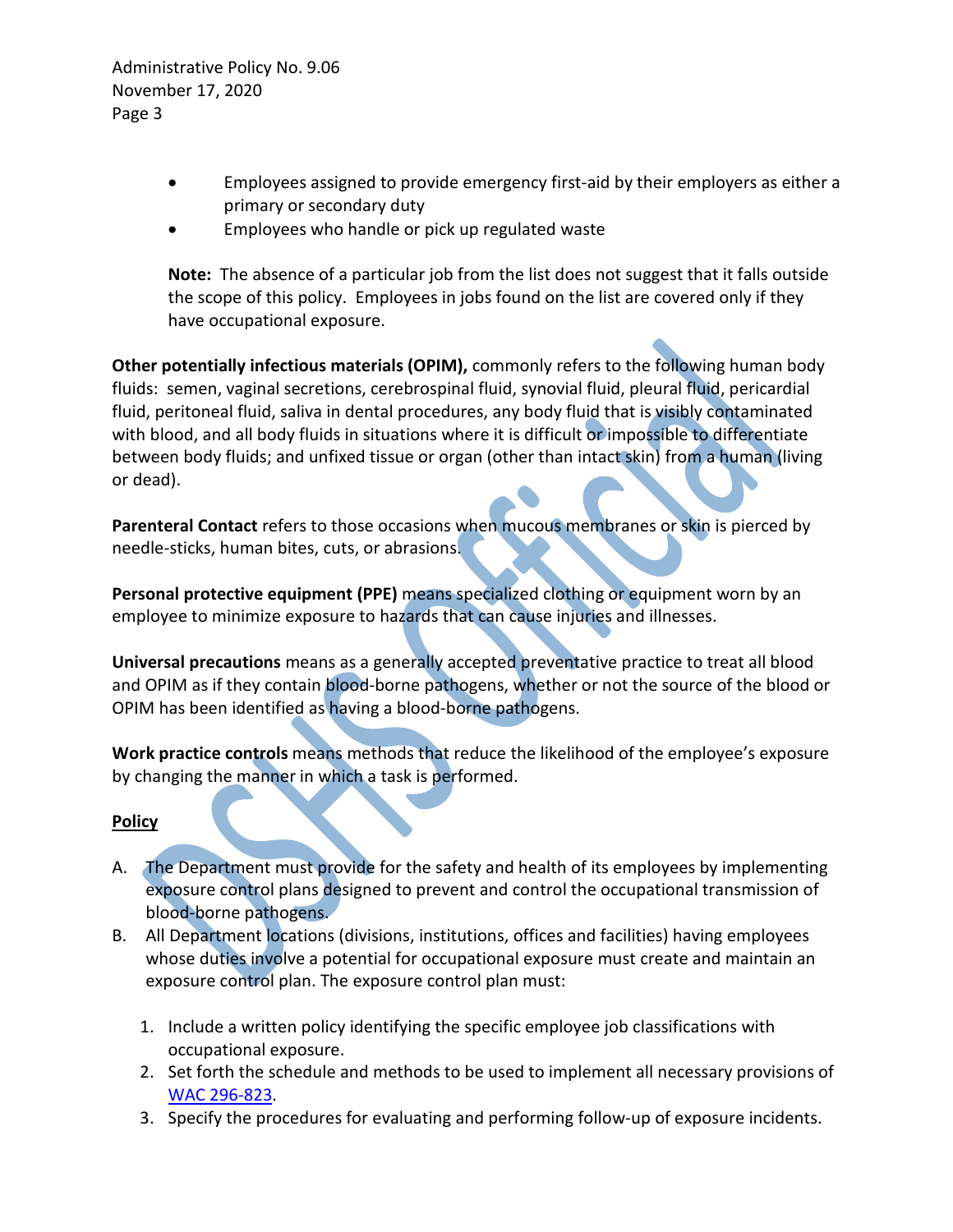- Employees assigned to provide emergency first-aid by their employers as either a primary or secondary duty
- Employees who handle or pick up regulated waste

**Note:** The absence of a particular job from the list does not suggest that it falls outside the scope of this policy. Employees in jobs found on the list are covered only if they have occupational exposure.

**Other potentially infectious materials (OPIM),** commonly refers to the following human body fluids: semen, vaginal secretions, cerebrospinal fluid, synovial fluid, pleural fluid, pericardial fluid, peritoneal fluid, saliva in dental procedures, any body fluid that is visibly contaminated with blood, and all body fluids in situations where it is difficult or impossible to differentiate between body fluids; and unfixed tissue or organ (other than intact skin) from a human (living or dead).

**Parenteral Contact** refers to those occasions when mucous membranes or skin is pierced by needle-sticks, human bites, cuts, or abrasions.

**Personal protective equipment (PPE)** means specialized clothing or equipment worn by an employee to minimize exposure to hazards that can cause injuries and illnesses.

**Universal precautions** means as a generally accepted preventative practice to treat all blood and OPIM as if they contain blood-borne pathogens, whether or not the source of the blood or OPIM has been identified as having a blood-borne pathogens.

**Work practice controls** means methods that reduce the likelihood of the employee's exposure by changing the manner in which a task is performed.

## Policy

A. The Department must provide for the safety and health of its employees by implementing exposure control plans designed to prevent and control the occupational transmission of blood-borne pathogens.

B. All Department locations (divisions, institutions, offices and facilities) having employees whose duties involve a potential for occupational exposure must create and maintain an exposure control plan. The exposure control plan must:

   1. Include a written policy identifying the specific employee job classifications with occupational exposure.
   2. Set forth the schedule and methods to be used to implement all necessary provisions of WAC 296-823.
   3. Specify the procedures for evaluating and performing follow-up of exposure incidents.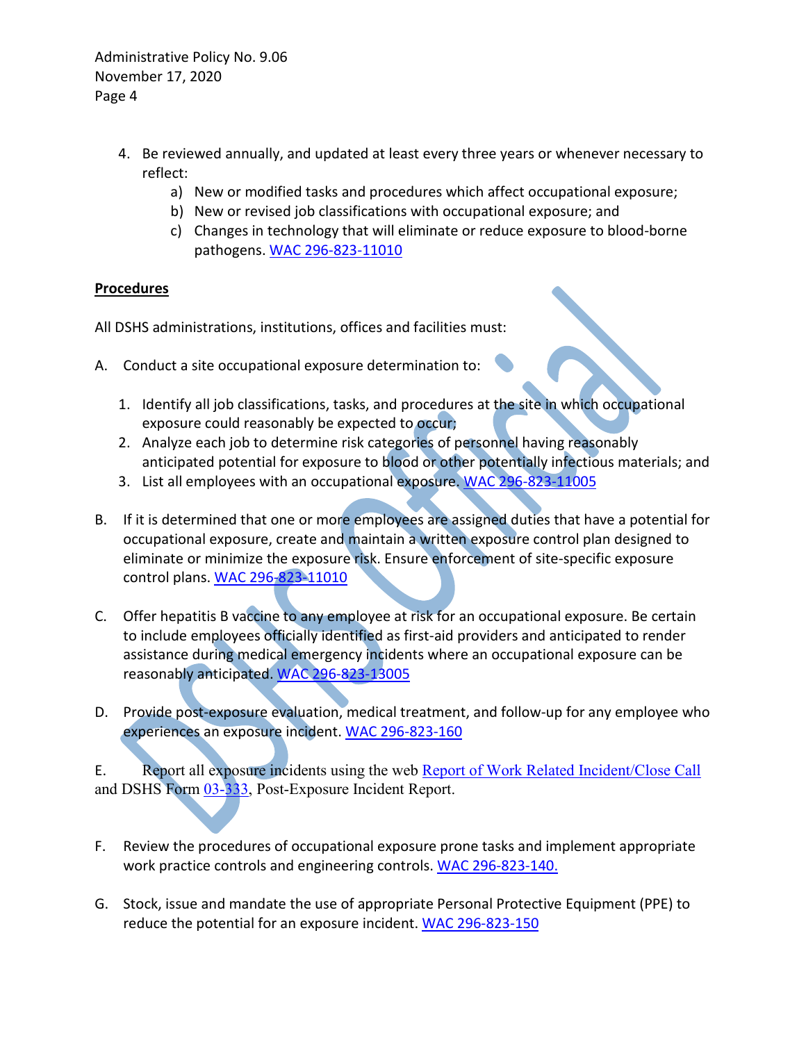4. Be reviewed annually, and updated at least every three years or whenever necessary to reflect:
   a) New or modified tasks and procedures which affect occupational exposure;
   b) New or revised job classifications with occupational exposure; and
   c) Changes in technology that will eliminate or reduce exposure to blood-borne pathogens. [WAC 296-823-11010](WAC 296-823-11010)

**Procedures**

All DSHS administrations, institutions, offices and facilities must:

A. Conduct a site occupational exposure determination to:

   1. Identify all job classifications, tasks, and procedures at the site in which occupational exposure could reasonably be expected to occur;
   2. Analyze each job to determine risk categories of personnel having reasonably anticipated potential for exposure to blood or other potentially infectious materials; and
   3. List all employees with an occupational exposure. WAC 296-823-11005

B. If it is determined that one or more employees are assigned duties that have a potential for occupational exposure, create and maintain a written exposure control plan designed to eliminate or minimize the exposure risk. Ensure enforcement of site-specific exposure control plans. WAC 296-823-11010

C. Offer hepatitis B vaccine to any employee at risk for an occupational exposure. Be certain to include employees officially identified as first-aid providers and anticipated to render assistance during medical emergency incidents where an occupational exposure can be reasonably anticipated. WAC 296-823-13005

D. Provide post-exposure evaluation, medical treatment, and follow-up for any employee who experiences an exposure incident. WAC 296-823-160

E. Report all exposure incidents using the web Report of Work Related Incident/Close Call and DSHS Form 03-333, Post-Exposure Incident Report.

F. Review the procedures of occupational exposure prone tasks and implement appropriate work practice controls and engineering controls. WAC 296-823-140.

G. Stock, issue and mandate the use of appropriate Personal Protective Equipment (PPE) to reduce the potential for an exposure incident. WAC 296-823-150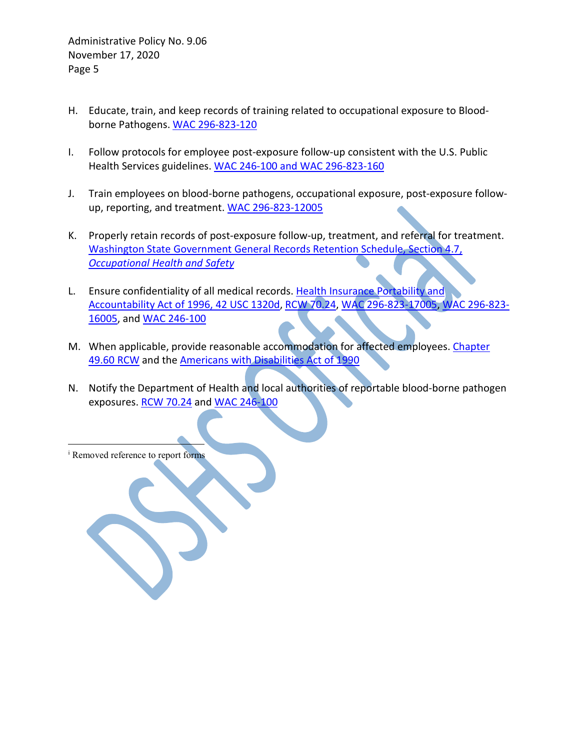H. Educate, train, and keep records of training related to occupational exposure to Blood-borne Pathogens. WAC 296-823-120

I. Follow protocols for employee post-exposure follow-up consistent with the U.S. Public Health Services guidelines. WAC 246-100 and WAC 296-823-160

J. Train employees on blood-borne pathogens, occupational exposure, post-exposure follow-up, reporting, and treatment. WAC 296-823-12005

K. Properly retain records of post-exposure follow-up, treatment, and referral for treatment. Washington State Government General Records Retention Schedule, Section 4.7, *Occupational Health and Safety*

L. Ensure confidentiality of all medical records. Health Insurance Portability and Accountability Act of 1996, 42 USC 1320d, RCW 70.24, WAC 296-823-17005, WAC 296-823-16005, and WAC 246-100

M. When applicable, provide reasonable accommodation for affected employees. Chapter 49.60 RCW and the Americans with Disabilities Act of 1990

N. Notify the Department of Health and local authorities of reportable blood-borne pathogen exposures. RCW 70.24 and WAC 246-100

---

[i] Removed reference to report forms